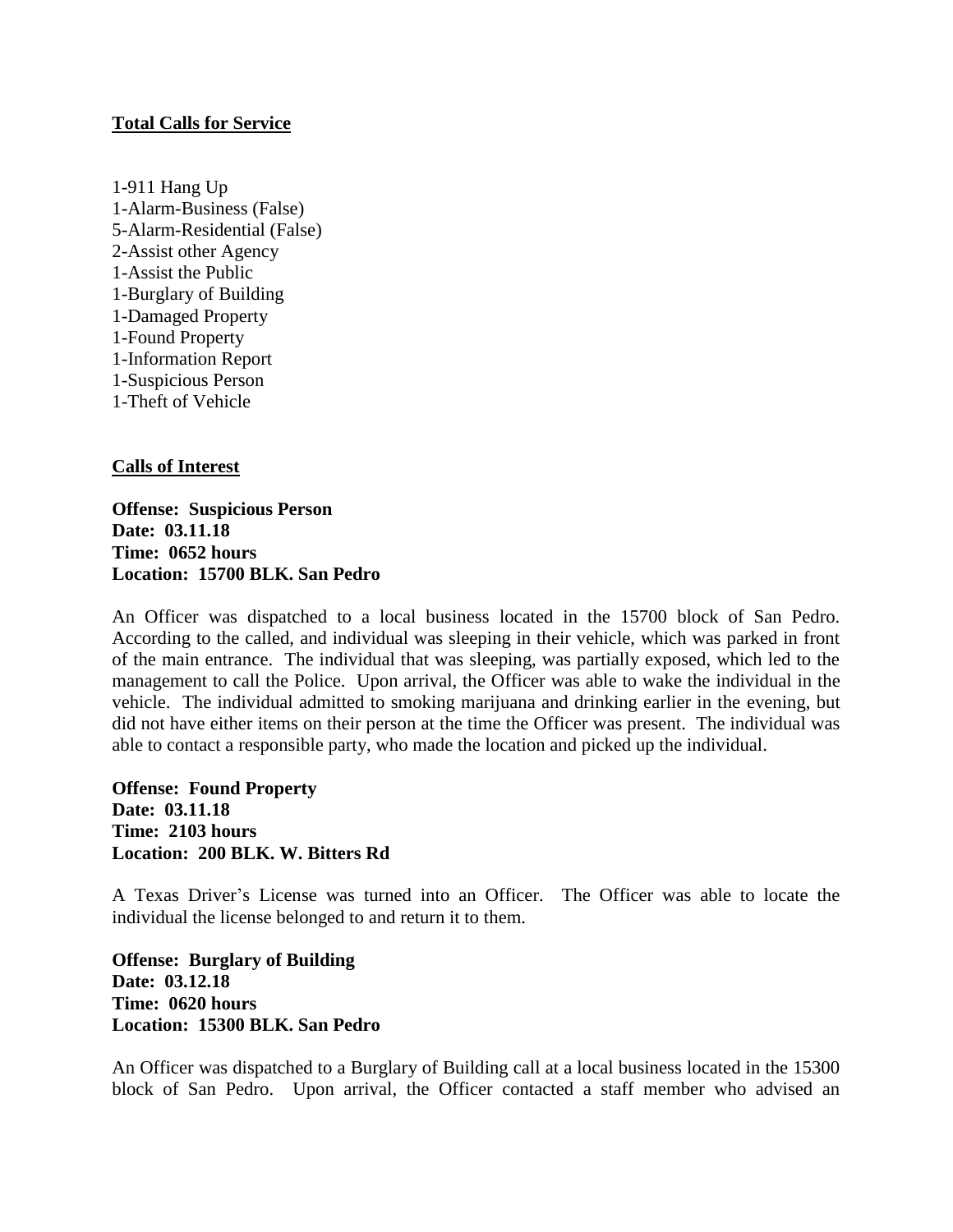**Total Calls for Service**

1-911 Hang Up
1-Alarm-Business (False)
5-Alarm-Residential (False)
2-Assist other Agency
1-Assist the Public
1-Burglary of Building
1-Damaged Property
1-Found Property
1-Information Report
1-Suspicious Person
1-Theft of Vehicle

**Calls of Interest**

**Offense: Suspicious Person**
**Date: 03.11.18**
**Time: 0652 hours**
**Location: 15700 BLK. San Pedro**

An Officer was dispatched to a local business located in the 15700 block of San Pedro. According to the called, and individual was sleeping in their vehicle, which was parked in front of the main entrance. The individual that was sleeping, was partially exposed, which led to the management to call the Police. Upon arrival, the Officer was able to wake the individual in the vehicle. The individual admitted to smoking marijuana and drinking earlier in the evening, but did not have either items on their person at the time the Officer was present. The individual was able to contact a responsible party, who made the location and picked up the individual.

**Offense: Found Property**
**Date: 03.11.18**
**Time: 2103 hours**
**Location: 200 BLK. W. Bitters Rd**

A Texas Driver's License was turned into an Officer. The Officer was able to locate the individual the license belonged to and return it to them.

**Offense: Burglary of Building**
**Date: 03.12.18**
**Time: 0620 hours**
**Location: 15300 BLK. San Pedro**

An Officer was dispatched to a Burglary of Building call at a local business located in the 15300 block of San Pedro. Upon arrival, the Officer contacted a staff member who advised an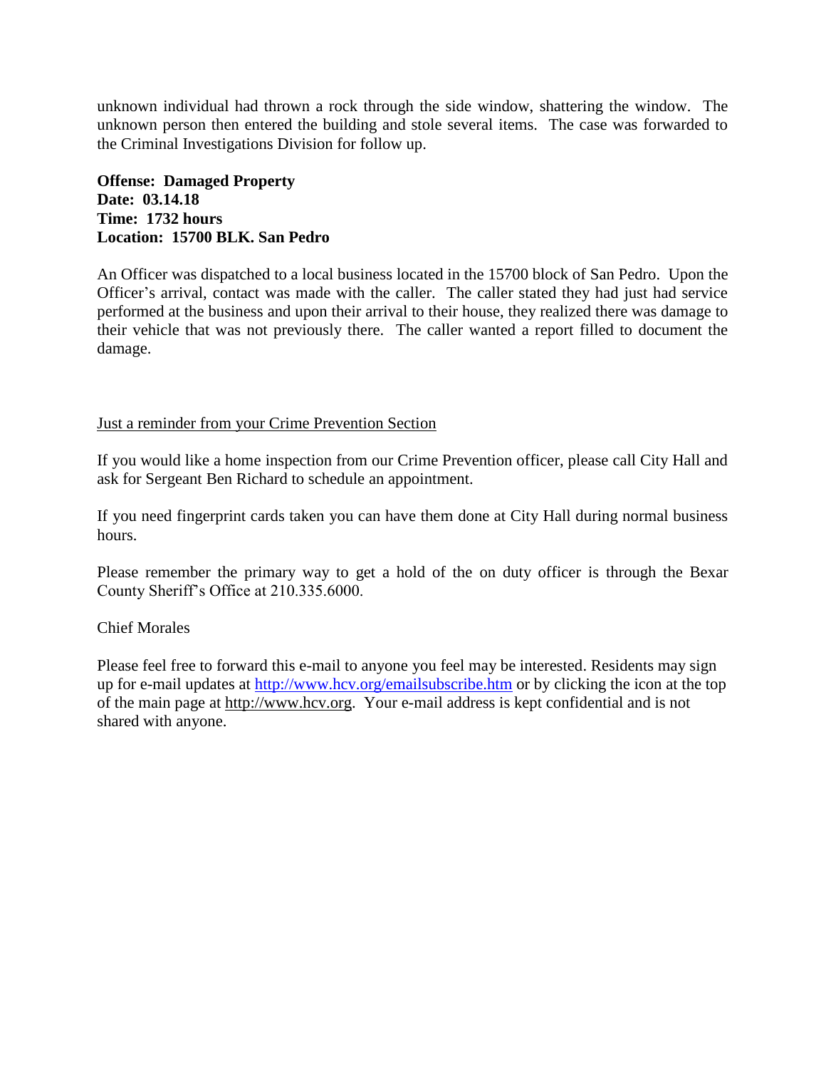unknown individual had thrown a rock through the side window, shattering the window. The unknown person then entered the building and stole several items. The case was forwarded to the Criminal Investigations Division for follow up.

**Offense: Damaged Property**
**Date: 03.14.18**
**Time: 1732 hours**
**Location: 15700 BLK. San Pedro**

An Officer was dispatched to a local business located in the 15700 block of San Pedro. Upon the Officer's arrival, contact was made with the caller. The caller stated they had just had service performed at the business and upon their arrival to their house, they realized there was damage to their vehicle that was not previously there. The caller wanted a report filled to document the damage.

Just a reminder from your Crime Prevention Section

If you would like a home inspection from our Crime Prevention officer, please call City Hall and ask for Sergeant Ben Richard to schedule an appointment.

If you need fingerprint cards taken you can have them done at City Hall during normal business hours.

Please remember the primary way to get a hold of the on duty officer is through the Bexar County Sheriff's Office at 210.335.6000.

Chief Morales

Please feel free to forward this e-mail to anyone you feel may be interested. Residents may sign up for e-mail updates at http://www.hcv.org/emailsubscribe.htm or by clicking the icon at the top of the main page at http://www.hcv.org. Your e-mail address is kept confidential and is not shared with anyone.